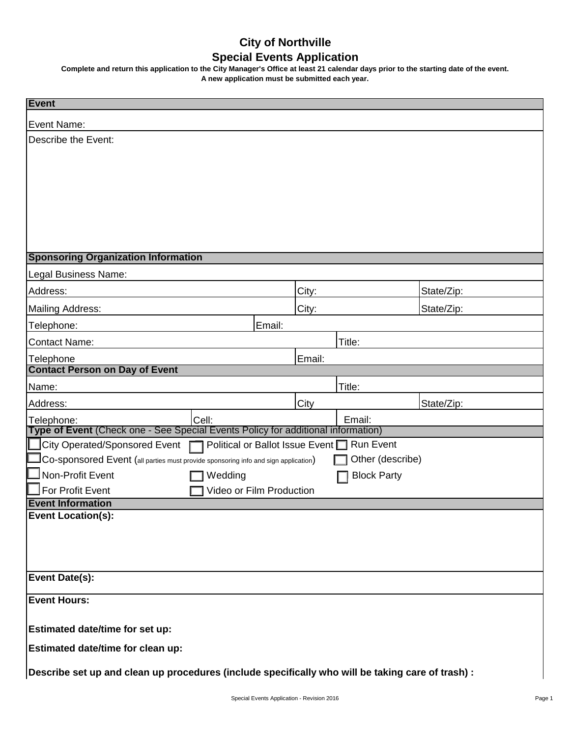# City of Northville

## Special Events Application

**Complete and return this application to the City Manager's Office at least 21 calendar days prior to the starting date of the event.**
**A new application must be submitted each year.**

### Event

Event Name:

Describe the Event:

### Sponsoring Organization Information

Legal Business Name:

| Address: | City: | State/Zip: |
|---|---|---|
| Mailing Address: | City: | State/Zip: |

| Telephone: | Email: |
|---|---|
| Contact Name: | Title: |
| Telephone | Email: |

### Contact Person on Day of Event

| Name: | | Title: |
|---|---|---|
| Address: | City | State/Zip: |
| Telephone: | Cell: | Email: |

### Type of Event (Check one - See Special Events Policy for additional information)

- ☐ City Operated/Sponsored Event
- ☐ Political or Ballot Issue Event
- ☐ Run Event
- ☐ Co-sponsored Event (all parties must provide sponsoring info and sign application)
- ☐ Other (describe)
- ☐ Non-Profit Event
- ☐ Wedding
- ☐ Block Party
- ☐ For Profit Event
- ☐ Video or Film Production

### Event Information

**Event Location(s):**

**Event Date(s):**

**Event Hours:**

**Estimated date/time for set up:**

**Estimated date/time for clean up:**

**Describe set up and clean up procedures (include specifically who will be taking care of trash) :**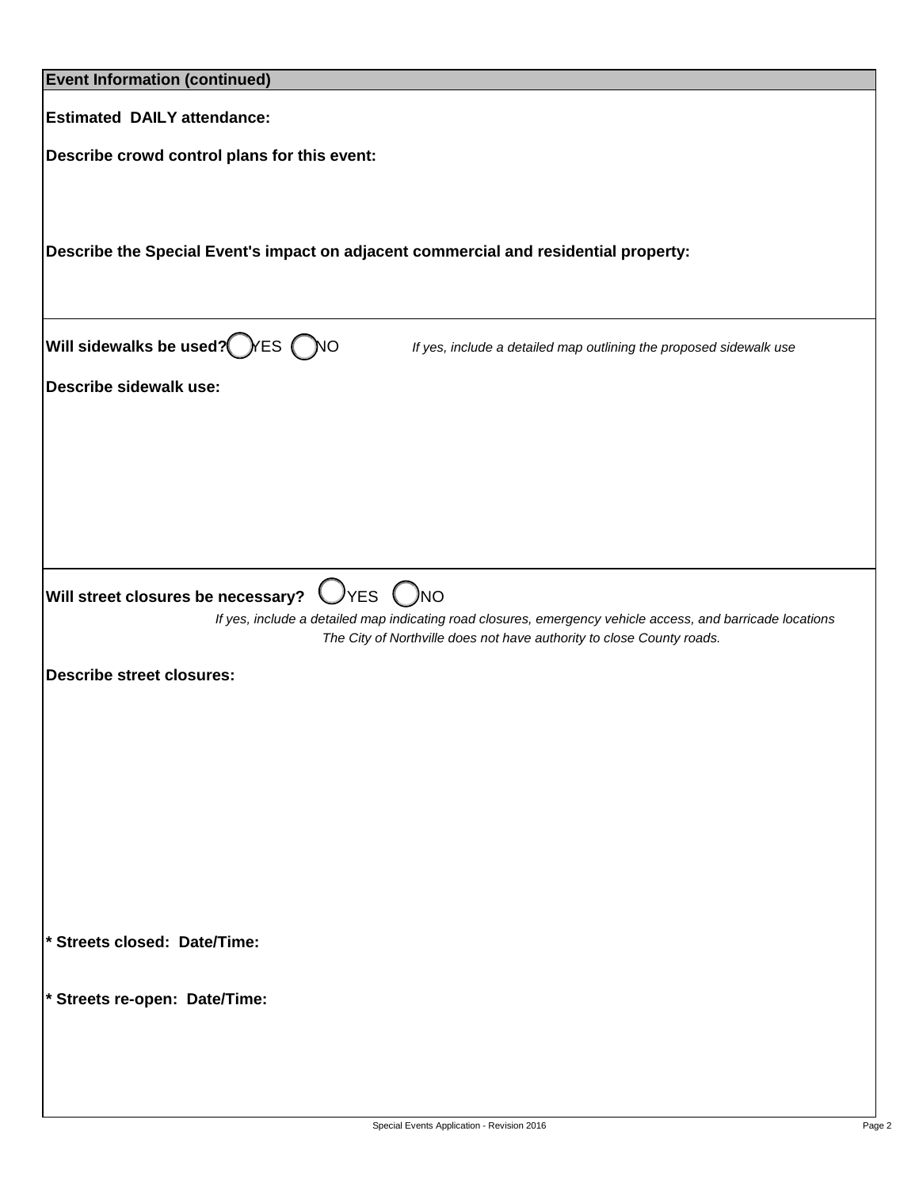## Event Information (continued)

**Estimated DAILY attendance:**

**Describe crowd control plans for this event:**

**Describe the Special Event's impact on adjacent commercial and residential property:**

**Will sidewalks be used?** ◯ YES ◯ NO *If yes, include a detailed map outlining the proposed sidewalk use*

**Describe sidewalk use:**

**Will street closures be necessary?** ◯ YES ◯ NO

*If yes, include a detailed map indicating road closures, emergency vehicle access, and barricade locations*

*The City of Northville does not have authority to close County roads.*

**Describe street closures:**

**\* Streets closed: Date/Time:**

**\* Streets re-open: Date/Time:**

Special Events Application - Revision 2016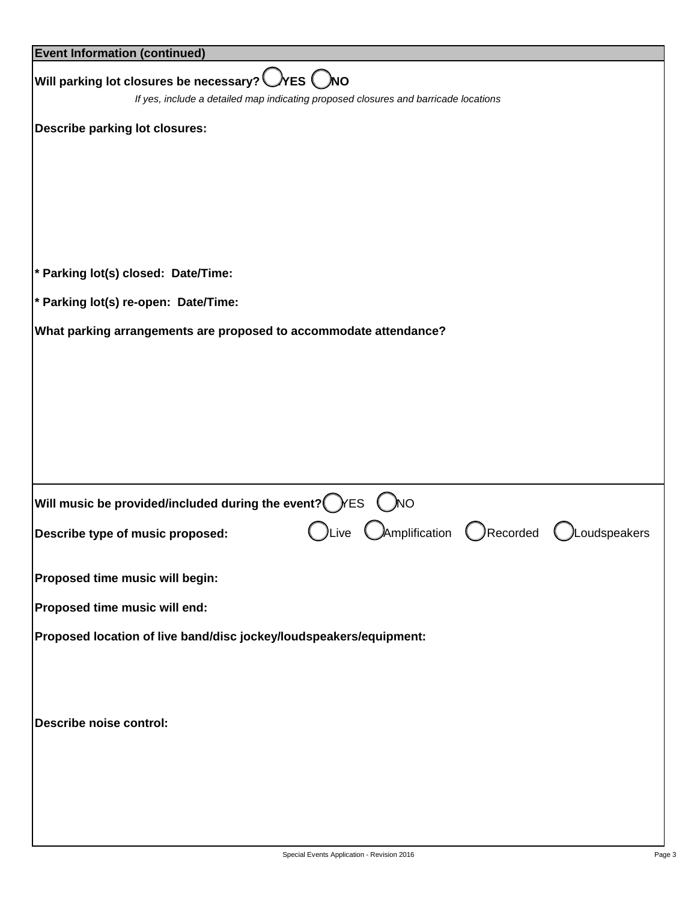## Event Information (continued)

**Will parking lot closures be necessary?** ◯ **YES** ◯ **NO**

*If yes, include a detailed map indicating proposed closures and barricade locations*

**Describe parking lot closures:**

**\* Parking lot(s) closed: Date/Time:**

**\* Parking lot(s) re-open: Date/Time:**

**What parking arrangements are proposed to accommodate attendance?**

**Will music be provided/included during the event?** ◯ YES ◯ NO

**Describe type of music proposed:** ◯ Live ◯ Amplification ◯ Recorded ◯ Loudspeakers

**Proposed time music will begin:**

**Proposed time music will end:**

**Proposed location of live band/disc jockey/loudspeakers/equipment:**

**Describe noise control:**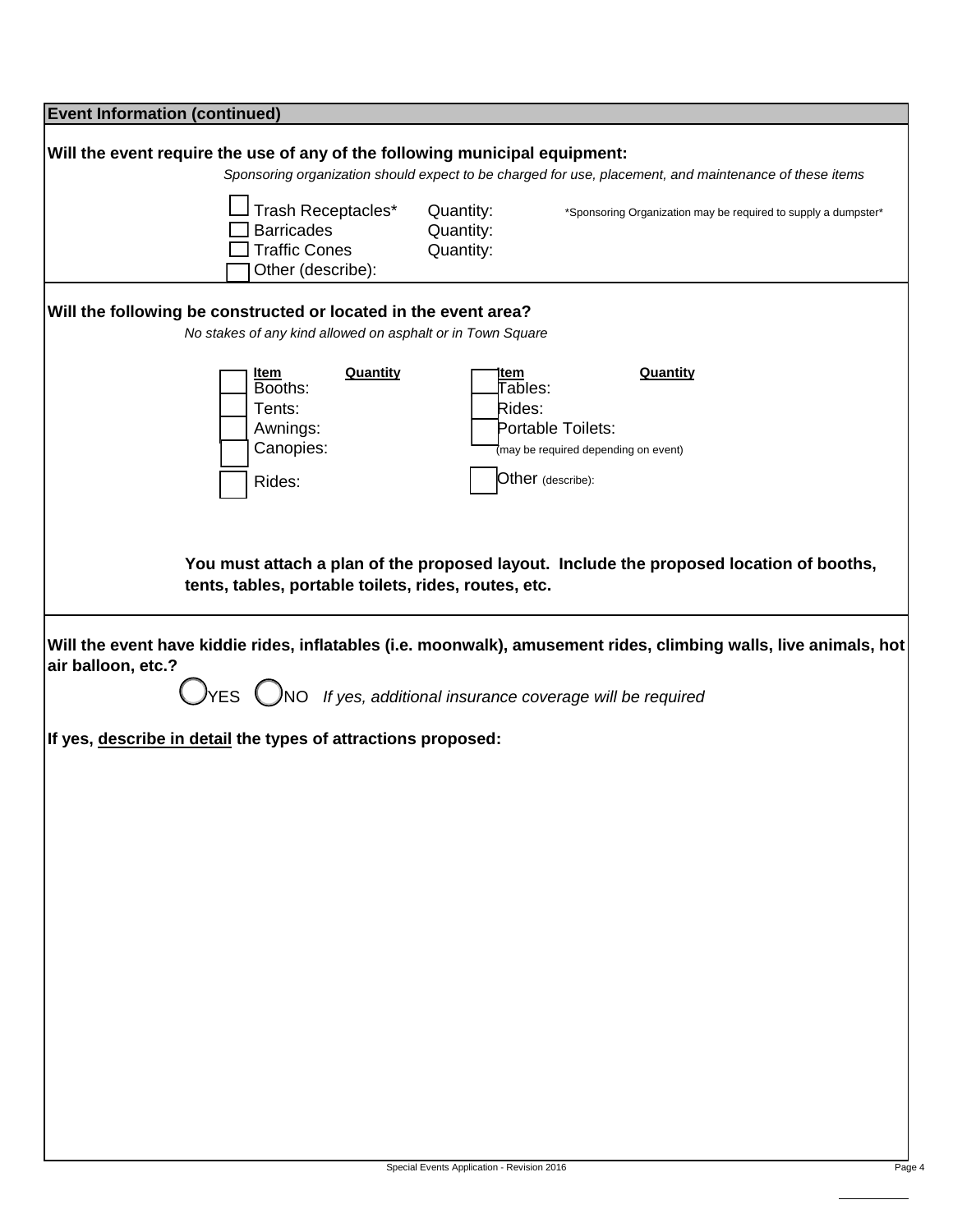## Event Information (continued)

**Will the event require the use of any of the following municipal equipment:**

*Sponsoring organization should expect to be charged for use, placement, and maintenance of these items*

- ☐ Trash Receptacles* Quantity:
- ☐ Barricades Quantity:
- ☐ Traffic Cones Quantity:
- ☐ Other (describe):

*Sponsoring Organization may be required to supply a dumpster*

**Will the following be constructed or located in the event area?**

*No stakes of any kind allowed on asphalt or in Town Square*

| | Item | Quantity | | Item | Quantity |
|---|---|---|---|---|---|
| ☐ | Booths: | | ☐ | Tables: | |
| ☐ | Tents: | | ☐ | Rides: | |
| ☐ | Awnings: | | ☐ | Portable Toilets: (may be required depending on event) | |
| ☐ | Canopies: | | ☐ | Other (describe): | |
| ☐ | Rides: | | | | |

**You must attach a plan of the proposed layout. Include the proposed location of booths, tents, tables, portable toilets, rides, routes, etc.**

**Will the event have kiddie rides, inflatables (i.e. moonwalk), amusement rides, climbing walls, live animals, hot air balloon, etc.?**

◯ YES ◯ NO *If yes, additional insurance coverage will be required*

**If yes, describe in detail the types of attractions proposed:**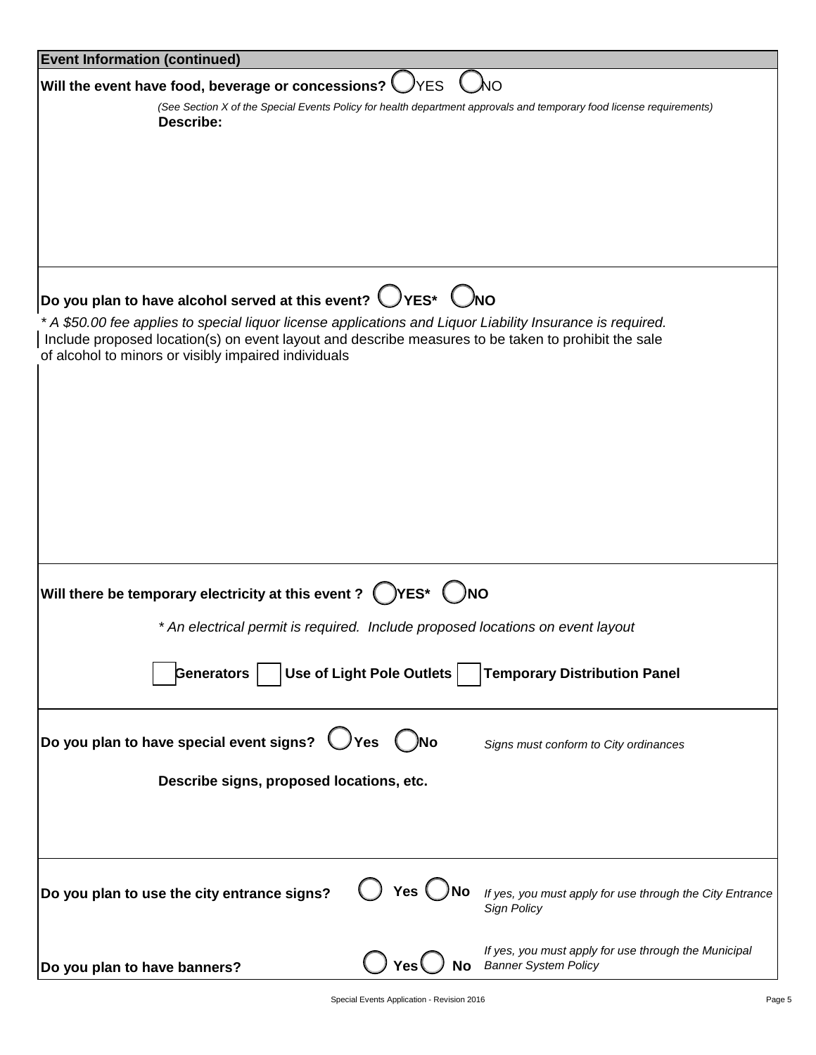## Event Information (continued)

**Will the event have food, beverage or concessions?** ○ YES ○ NO

*(See Section X of the Special Events Policy for health department approvals and temporary food license requirements)*

**Describe:**

**Do you plan to have alcohol served at this event?** ○ **YES*** ○ **NO**

*\* A $50.00 fee applies to special liquor license applications and Liquor Liability Insurance is required.*

Include proposed location(s) on event layout and describe measures to be taken to prohibit the sale of alcohol to minors or visibly impaired individuals

**Will there be temporary electricity at this event ?** ○ **YES*** ○ **NO**

*\* An electrical permit is required. Include proposed locations on event layout*

☐ **Generators** ☐ **Use of Light Pole Outlets** ☐ **Temporary Distribution Panel**

**Do you plan to have special event signs?** ○ **Yes** ○ **No** *Signs must conform to City ordinances*

**Describe signs, proposed locations, etc.**

**Do you plan to use the city entrance signs?** ○ **Yes** ○ **No** *If yes, you must apply for use through the City Entrance Sign Policy*

**Do you plan to have banners?** ○ **Yes** ○ **No** *If yes, you must apply for use through the Municipal Banner System Policy*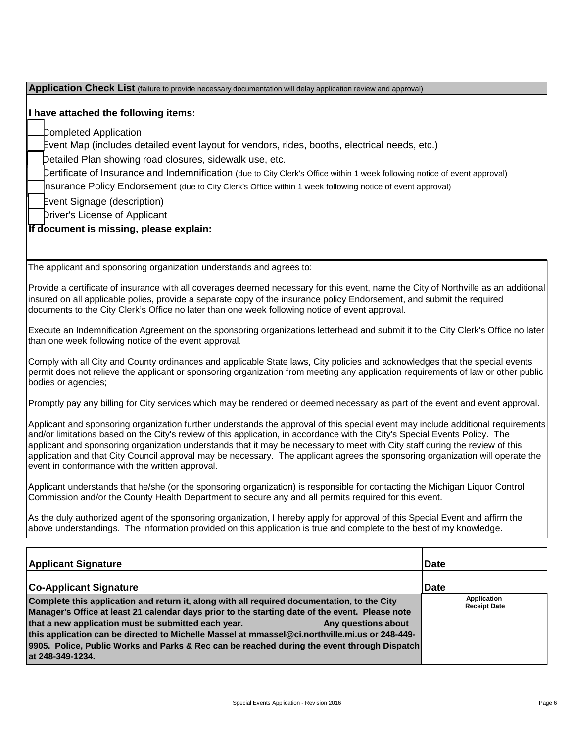**Application Check List** (failure to provide necessary documentation will delay application review and approval)

**I have attached the following items:**

- ☐ Completed Application
- ☐ Event Map (includes detailed event layout for vendors, rides, booths, electrical needs, etc.)
- ☐ Detailed Plan showing road closures, sidewalk use, etc.
- ☐ Certificate of Insurance and Indemnification (due to City Clerk's Office within 1 week following notice of event approval)
- ☐ Insurance Policy Endorsement (due to City Clerk's Office within 1 week following notice of event approval)
- ☐ Event Signage (description)
- ☐ Driver's License of Applicant

**If document is missing, please explain:**

The applicant and sponsoring organization understands and agrees to:

Provide a certificate of insurance with all coverages deemed necessary for this event, name the City of Northville as an additional insured on all applicable polies, provide a separate copy of the insurance policy Endorsement, and submit the required documents to the City Clerk's Office no later than one week following notice of event approval.

Execute an Indemnification Agreement on the sponsoring organizations letterhead and submit it to the City Clerk's Office no later than one week following notice of the event approval.

Comply with all City and County ordinances and applicable State laws, City policies and acknowledges that the special events permit does not relieve the applicant or sponsoring organization from meeting any application requirements of law or other public bodies or agencies;

Promptly pay any billing for City services which may be rendered or deemed necessary as part of the event and event approval.

Applicant and sponsoring organization further understands the approval of this special event may include additional requirements and/or limitations based on the City's review of this application, in accordance with the City's Special Events Policy. The applicant and sponsoring organization understands that it may be necessary to meet with City staff during the review of this application and that City Council approval may be necessary. The applicant agrees the sponsoring organization will operate the event in conformance with the written approval.

Applicant understands that he/she (or the sponsoring organization) is responsible for contacting the Michigan Liquor Control Commission and/or the County Health Department to secure any and all permits required for this event.

As the duly authorized agent of the sponsoring organization, I hereby apply for approval of this Special Event and affirm the above understandings. The information provided on this application is true and complete to the best of my knowledge.

| | |
|---|---|
| **Applicant Signature** | **Date** |
| **Co-Applicant Signature** | **Date** |
| **Complete this application and return it, along with all required documentation, to the City Manager's Office at least 21 calendar days prior to the starting date of the event. Please note that a new application must be submitted each year. Any questions about this application can be directed to Michelle Massel at mmassel@ci.northville.mi.us or 248-449-9905. Police, Public Works and Parks & Rec can be reached during the event through Dispatch at 248-349-1234.** | **Application Receipt Date** |

Special Events Application - Revision 2016